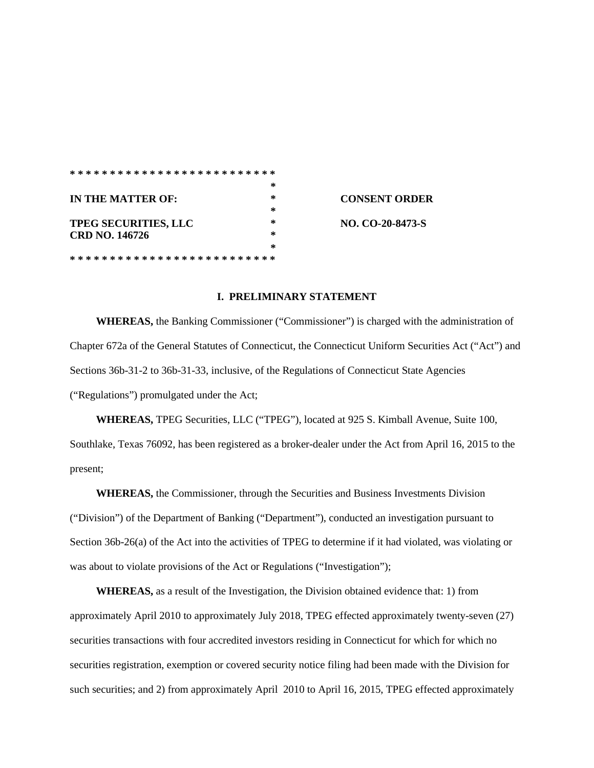\* \* \* \* \* \* \* \* \* \* \* \* \* \* \* \* \* \* \* \* \* \* \* \* \* \*

| | | |
|---|---|---|
| **IN THE MATTER OF:** | * | **CONSENT ORDER** |
| **TPEG SECURITIES, LLC** | * | **NO. CO-20-8473-S** |
| **CRD NO. 146726** | * | |

\* \* \* \* \* \* \* \* \* \* \* \* \* \* \* \* \* \* \* \* \* \* \* \* \* \*

## I. PRELIMINARY STATEMENT

**WHEREAS,** the Banking Commissioner ("Commissioner") is charged with the administration of Chapter 672a of the General Statutes of Connecticut, the Connecticut Uniform Securities Act ("Act") and Sections 36b-31-2 to 36b-31-33, inclusive, of the Regulations of Connecticut State Agencies ("Regulations") promulgated under the Act;

**WHEREAS,** TPEG Securities, LLC ("TPEG"), located at 925 S. Kimball Avenue, Suite 100, Southlake, Texas 76092, has been registered as a broker-dealer under the Act from April 16, 2015 to the present;

**WHEREAS,** the Commissioner, through the Securities and Business Investments Division ("Division") of the Department of Banking ("Department"), conducted an investigation pursuant to Section 36b-26(a) of the Act into the activities of TPEG to determine if it had violated, was violating or was about to violate provisions of the Act or Regulations ("Investigation");

**WHEREAS,** as a result of the Investigation, the Division obtained evidence that: 1) from approximately April 2010 to approximately July 2018, TPEG effected approximately twenty-seven (27) securities transactions with four accredited investors residing in Connecticut for which for which no securities registration, exemption or covered security notice filing had been made with the Division for such securities; and 2) from approximately April 2010 to April 16, 2015, TPEG effected approximately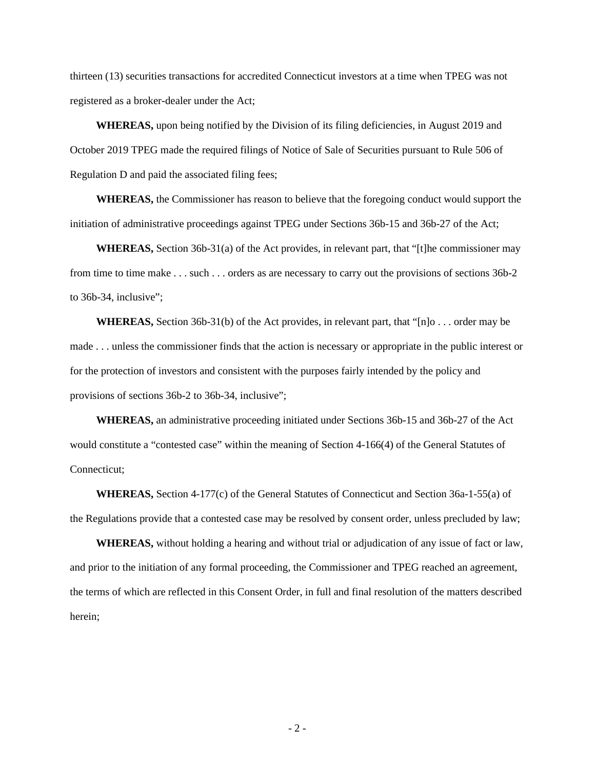thirteen (13) securities transactions for accredited Connecticut investors at a time when TPEG was not registered as a broker-dealer under the Act;

**WHEREAS,** upon being notified by the Division of its filing deficiencies, in August 2019 and October 2019 TPEG made the required filings of Notice of Sale of Securities pursuant to Rule 506 of Regulation D and paid the associated filing fees;

**WHEREAS,** the Commissioner has reason to believe that the foregoing conduct would support the initiation of administrative proceedings against TPEG under Sections 36b-15 and 36b-27 of the Act;

**WHEREAS,** Section 36b-31(a) of the Act provides, in relevant part, that "[t]he commissioner may from time to time make . . . such . . . orders as are necessary to carry out the provisions of sections 36b-2 to 36b-34, inclusive";

**WHEREAS,** Section 36b-31(b) of the Act provides, in relevant part, that "[n]o . . . order may be made . . . unless the commissioner finds that the action is necessary or appropriate in the public interest or for the protection of investors and consistent with the purposes fairly intended by the policy and provisions of sections 36b-2 to 36b-34, inclusive";

**WHEREAS,** an administrative proceeding initiated under Sections 36b-15 and 36b-27 of the Act would constitute a "contested case" within the meaning of Section 4-166(4) of the General Statutes of Connecticut;

**WHEREAS,** Section 4-177(c) of the General Statutes of Connecticut and Section 36a-1-55(a) of the Regulations provide that a contested case may be resolved by consent order, unless precluded by law;

**WHEREAS,** without holding a hearing and without trial or adjudication of any issue of fact or law, and prior to the initiation of any formal proceeding, the Commissioner and TPEG reached an agreement, the terms of which are reflected in this Consent Order, in full and final resolution of the matters described herein;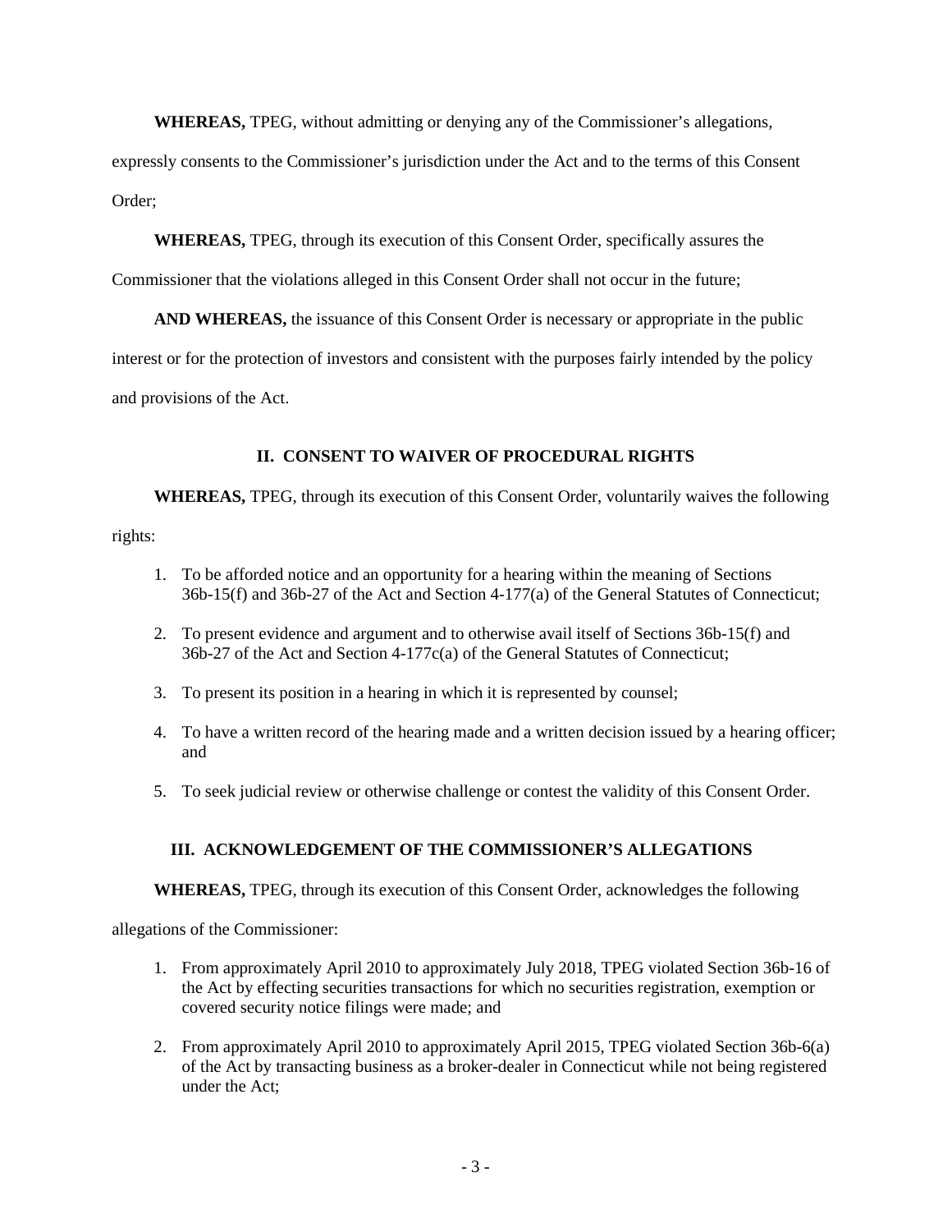**WHEREAS,** TPEG, without admitting or denying any of the Commissioner's allegations, expressly consents to the Commissioner's jurisdiction under the Act and to the terms of this Consent Order;

**WHEREAS,** TPEG, through its execution of this Consent Order, specifically assures the Commissioner that the violations alleged in this Consent Order shall not occur in the future;

**AND WHEREAS,** the issuance of this Consent Order is necessary or appropriate in the public interest or for the protection of investors and consistent with the purposes fairly intended by the policy and provisions of the Act.

## II. CONSENT TO WAIVER OF PROCEDURAL RIGHTS

**WHEREAS,** TPEG, through its execution of this Consent Order, voluntarily waives the following rights:

1. To be afforded notice and an opportunity for a hearing within the meaning of Sections 36b-15(f) and 36b-27 of the Act and Section 4-177(a) of the General Statutes of Connecticut;
2. To present evidence and argument and to otherwise avail itself of Sections 36b-15(f) and 36b-27 of the Act and Section 4-177c(a) of the General Statutes of Connecticut;
3. To present its position in a hearing in which it is represented by counsel;
4. To have a written record of the hearing made and a written decision issued by a hearing officer; and
5. To seek judicial review or otherwise challenge or contest the validity of this Consent Order.

## III. ACKNOWLEDGEMENT OF THE COMMISSIONER'S ALLEGATIONS

**WHEREAS,** TPEG, through its execution of this Consent Order, acknowledges the following allegations of the Commissioner:

1. From approximately April 2010 to approximately July 2018, TPEG violated Section 36b-16 of the Act by effecting securities transactions for which no securities registration, exemption or covered security notice filings were made; and
2. From approximately April 2010 to approximately April 2015, TPEG violated Section 36b-6(a) of the Act by transacting business as a broker-dealer in Connecticut while not being registered under the Act;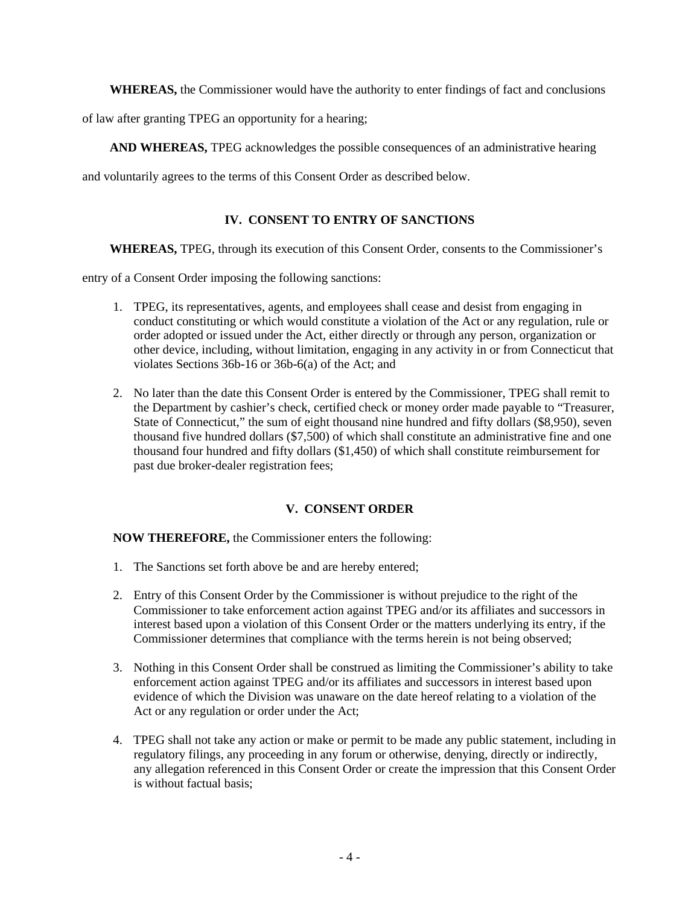**WHEREAS,** the Commissioner would have the authority to enter findings of fact and conclusions of law after granting TPEG an opportunity for a hearing;

**AND WHEREAS,** TPEG acknowledges the possible consequences of an administrative hearing and voluntarily agrees to the terms of this Consent Order as described below.

## IV. CONSENT TO ENTRY OF SANCTIONS

**WHEREAS,** TPEG, through its execution of this Consent Order, consents to the Commissioner's entry of a Consent Order imposing the following sanctions:

1. TPEG, its representatives, agents, and employees shall cease and desist from engaging in conduct constituting or which would constitute a violation of the Act or any regulation, rule or order adopted or issued under the Act, either directly or through any person, organization or other device, including, without limitation, engaging in any activity in or from Connecticut that violates Sections 36b-16 or 36b-6(a) of the Act; and

2. No later than the date this Consent Order is entered by the Commissioner, TPEG shall remit to the Department by cashier's check, certified check or money order made payable to "Treasurer, State of Connecticut," the sum of eight thousand nine hundred and fifty dollars ($8,950), seven thousand five hundred dollars ($7,500) of which shall constitute an administrative fine and one thousand four hundred and fifty dollars ($1,450) of which shall constitute reimbursement for past due broker-dealer registration fees;

## V. CONSENT ORDER

**NOW THEREFORE,** the Commissioner enters the following:

1. The Sanctions set forth above be and are hereby entered;

2. Entry of this Consent Order by the Commissioner is without prejudice to the right of the Commissioner to take enforcement action against TPEG and/or its affiliates and successors in interest based upon a violation of this Consent Order or the matters underlying its entry, if the Commissioner determines that compliance with the terms herein is not being observed;

3. Nothing in this Consent Order shall be construed as limiting the Commissioner's ability to take enforcement action against TPEG and/or its affiliates and successors in interest based upon evidence of which the Division was unaware on the date hereof relating to a violation of the Act or any regulation or order under the Act;

4. TPEG shall not take any action or make or permit to be made any public statement, including in regulatory filings, any proceeding in any forum or otherwise, denying, directly or indirectly, any allegation referenced in this Consent Order or create the impression that this Consent Order is without factual basis;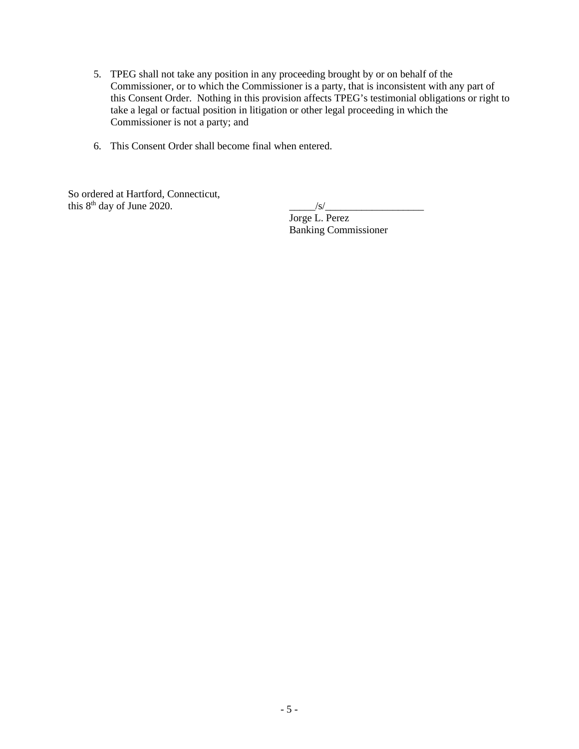5. TPEG shall not take any position in any proceeding brought by or on behalf of the Commissioner, or to which the Commissioner is a party, that is inconsistent with any part of this Consent Order. Nothing in this provision affects TPEG's testimonial obligations or right to take a legal or factual position in litigation or other legal proceeding in which the Commissioner is not a party; and

6. This Consent Order shall become final when entered.

So ordered at Hartford, Connecticut,
this 8th day of June 2020.

_____/s/___________________
Jorge L. Perez
Banking Commissioner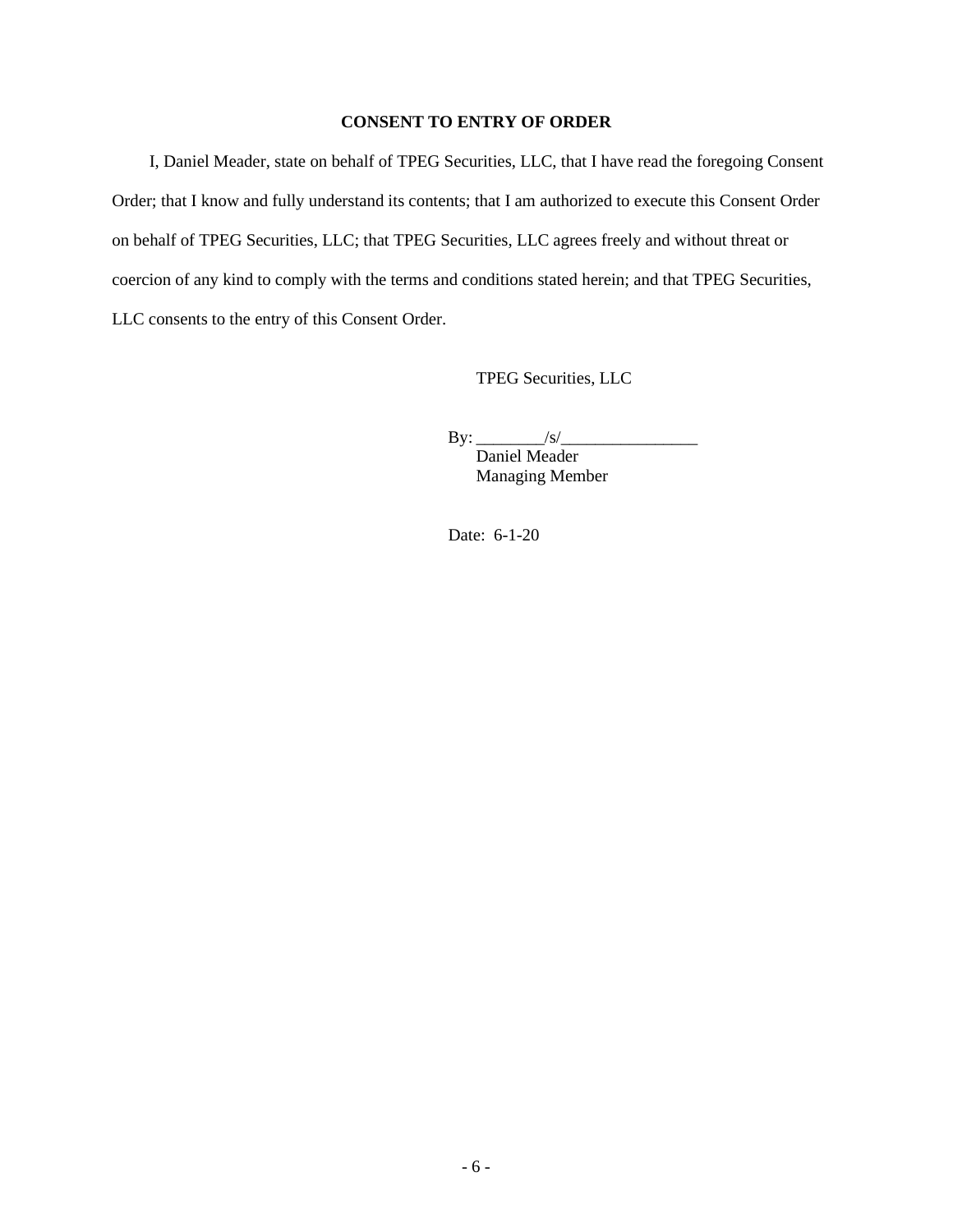**CONSENT TO ENTRY OF ORDER**

I, Daniel Meader, state on behalf of TPEG Securities, LLC, that I have read the foregoing Consent Order; that I know and fully understand its contents; that I am authorized to execute this Consent Order on behalf of TPEG Securities, LLC; that TPEG Securities, LLC agrees freely and without threat or coercion of any kind to comply with the terms and conditions stated herein; and that TPEG Securities, LLC consents to the entry of this Consent Order.

TPEG Securities, LLC

By: ________/s/________________
Daniel Meader
Managing Member

Date: 6-1-20